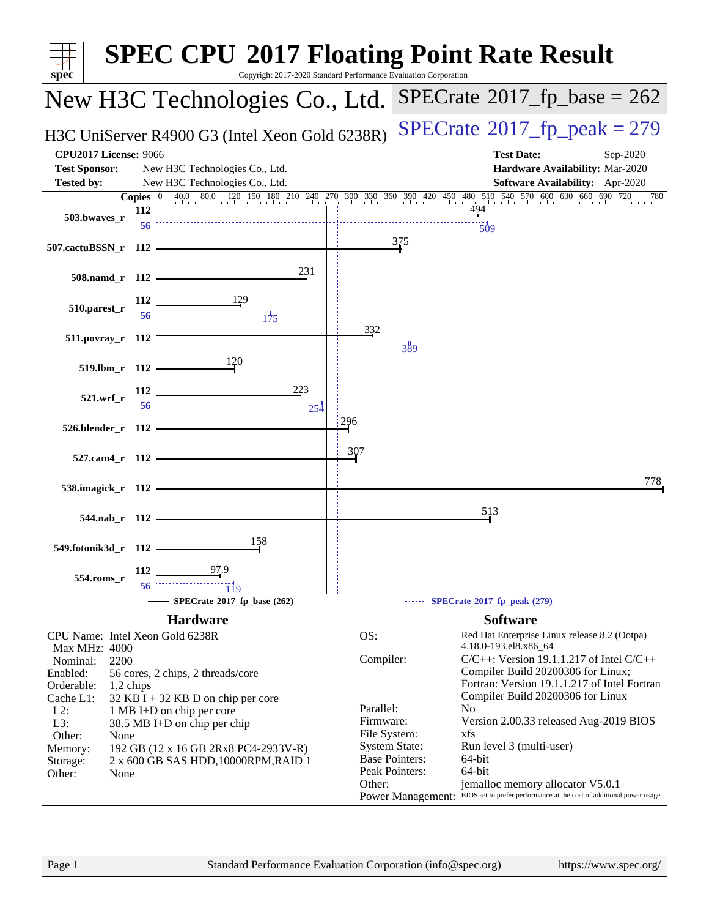# SPEC CPU 2017 Floating Point Rate Result

Copyright 2017-2020 Standard Performance Evaluation Corporation

## New H3C Technologies Co., Ltd.

H3C UniServer R4900 G3 (Intel Xeon Gold 6238R)

SPECrate 2017_fp_base = 262

SPECrate 2017_fp_peak = 279

| | | | |
|---|---|---|---|
| **CPU2017 License:** 9066 | | **Test Date:** | Sep-2020 |
| **Test Sponsor:** | New H3C Technologies Co., Ltd. | **Hardware Availability:** | Mar-2020 |
| **Tested by:** | New H3C Technologies Co., Ltd. | **Software Availability:** | Apr-2020 |

| Benchmark | Copies (base) | Base | Copies (peak) | Peak |
|---|---|---|---|---|
| 503.bwaves_r | 112 | 494 | 56 | 509 |
| 507.cactuBSSN_r | 112 | 375 | | |
| 508.namd_r | 112 | 231 | | |
| 510.parest_r | 112 | 129 | 56 | 175 |
| 511.povray_r | 112 | 332 | 112 | 389 |
| 519.lbm_r | 112 | 120 | | |
| 521.wrf_r | 112 | 223 | 56 | 254 |
| 526.blender_r | 112 | 296 | | |
| 527.cam4_r | 112 | 307 | | |
| 538.imagick_r | 112 | 778 | | |
| 544.nab_r | 112 | 513 | | |
| 549.fotonik3d_r | 112 | 158 | | |
| 554.roms_r | 112 | 97.9 | 56 | 119 |

SPECrate 2017_fp_base (262) ------ SPECrate 2017_fp_peak (279)

### Hardware

| | |
|---|---|
| CPU Name: | Intel Xeon Gold 6238R |
| Max MHz: | 4000 |
| Nominal: | 2200 |
| Enabled: | 56 cores, 2 chips, 2 threads/core |
| Orderable: | 1,2 chips |
| Cache L1: | 32 KB I + 32 KB D on chip per core |
| L2: | 1 MB I+D on chip per core |
| L3: | 38.5 MB I+D on chip per chip |
| Other: | None |
| Memory: | 192 GB (12 x 16 GB 2Rx8 PC4-2933V-R) |
| Storage: | 2 x 600 GB SAS HDD,10000RPM,RAID 1 |
| Other: | None |

### Software

| | |
|---|---|
| OS: | Red Hat Enterprise Linux release 8.2 (Ootpa) 4.18.0-193.el8.x86_64 |
| Compiler: | C/C++: Version 19.1.1.217 of Intel C/C++ Compiler Build 20200306 for Linux; Fortran: Version 19.1.1.217 of Intel Fortran Compiler Build 20200306 for Linux |
| Parallel: | No |
| Firmware: | Version 2.00.33 released Aug-2019 BIOS |
| File System: | xfs |
| System State: | Run level 3 (multi-user) |
| Base Pointers: | 64-bit |
| Peak Pointers: | 64-bit |
| Other: | jemalloc memory allocator V5.0.1 |
| Power Management: | BIOS set to prefer performance at the cost of additional power usage |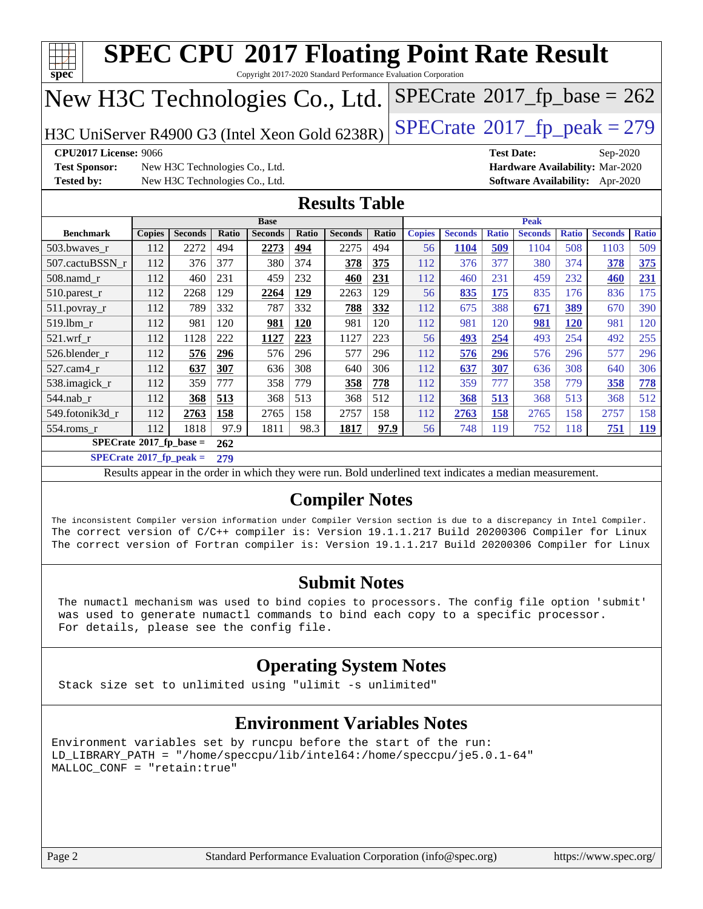# SPEC CPU 2017 Floating Point Rate Result

Copyright 2017-2020 Standard Performance Evaluation Corporation

## New H3C Technologies Co., Ltd.

H3C UniServer R4900 G3 (Intel Xeon Gold 6238R)

SPECrate 2017_fp_base = 262

SPECrate 2017_fp_peak = 279

**CPU2017 License:** 9066
**Test Sponsor:** New H3C Technologies Co., Ltd.
**Tested by:** New H3C Technologies Co., Ltd.
**Test Date:** Sep-2020
**Hardware Availability:** Mar-2020
**Software Availability:** Apr-2020

## Results Table

| Benchmark | Base | | | | | | | Peak | | | | | | |
|---|---|---|---|---|---|---|---|---|---|---|---|---|---|---|
| | Copies | Seconds | Ratio | Seconds | Ratio | Seconds | Ratio | Copies | Seconds | Ratio | Seconds | Ratio | Seconds | Ratio |
| 503.bwaves_r | 112 | 2272 | 494 | **2273** | **494** | 2275 | 494 | 56 | **1104** | **509** | 1104 | 508 | 1103 | 509 |
| 507.cactuBSSN_r | 112 | 376 | 377 | 380 | 374 | **378** | **375** | 112 | 376 | 377 | 380 | 374 | **378** | **375** |
| 508.namd_r | 112 | 460 | 231 | 459 | 232 | **460** | **231** | 112 | 460 | 231 | 459 | 232 | **460** | **231** |
| 510.parest_r | 112 | 2268 | 129 | **2264** | **129** | 2263 | 129 | 56 | **835** | **175** | 835 | 176 | 836 | 175 |
| 511.povray_r | 112 | 789 | 332 | 787 | 332 | **788** | **332** | 112 | 675 | 388 | **671** | **389** | 670 | 390 |
| 519.lbm_r | 112 | 981 | 120 | **981** | **120** | 981 | 120 | 112 | 981 | 120 | **981** | **120** | 981 | 120 |
| 521.wrf_r | 112 | 1128 | 222 | **1127** | **223** | 1127 | 223 | 56 | **493** | **254** | 493 | 254 | 492 | 255 |
| 526.blender_r | 112 | **576** | **296** | 576 | 296 | 577 | 296 | 112 | **576** | **296** | 576 | 296 | 577 | 296 |
| 527.cam4_r | 112 | **637** | **307** | 636 | 308 | 640 | 306 | 112 | **637** | **307** | 636 | 308 | 640 | 306 |
| 538.imagick_r | 112 | 359 | 777 | 358 | 779 | **358** | **778** | 112 | 359 | 777 | 358 | 779 | **358** | **778** |
| 544.nab_r | 112 | **368** | **513** | 368 | 513 | 368 | 512 | 112 | **368** | **513** | 368 | 513 | 368 | 512 |
| 549.fotonik3d_r | 112 | **2763** | **158** | 2765 | 158 | 2757 | 158 | 112 | **2763** | **158** | 2765 | 158 | 2757 | 158 |
| 554.roms_r | 112 | 1818 | 97.9 | 1811 | 98.3 | **1817** | **97.9** | 56 | 748 | 119 | 752 | 118 | **751** | **119** |

**SPECrate 2017_fp_base = 262**

**SPECrate 2017_fp_peak = 279**

Results appear in the order in which they were run. Bold underlined text indicates a median measurement.

## Compiler Notes

```
The inconsistent Compiler version information under Compiler Version section is due to a discrepancy in Intel Compiler.
The correct version of C/C++ compiler is: Version 19.1.1.217 Build 20200306 Compiler for Linux
The correct version of Fortran compiler is: Version 19.1.1.217 Build 20200306 Compiler for Linux
```

## Submit Notes

```
The numactl mechanism was used to bind copies to processors. The config file option 'submit'
was used to generate numactl commands to bind each copy to a specific processor.
For details, please see the config file.
```

## Operating System Notes

```
Stack size set to unlimited using "ulimit -s unlimited"
```

## Environment Variables Notes

```
Environment variables set by runcpu before the start of the run:
LD_LIBRARY_PATH = "/home/speccpu/lib/intel64:/home/speccpu/je5.0.1-64"
MALLOC_CONF = "retain:true"
```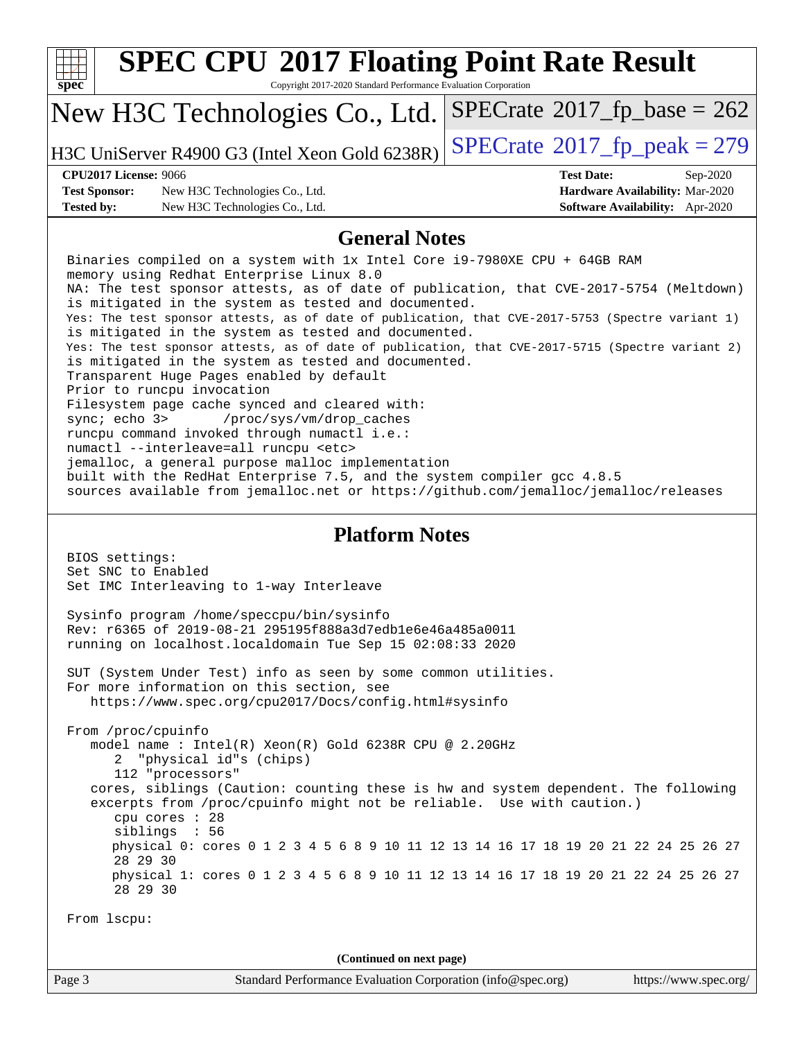# SPEC CPU 2017 Floating Point Rate Result

Copyright 2017-2020 Standard Performance Evaluation Corporation

## New H3C Technologies Co., Ltd.

H3C UniServer R4900 G3 (Intel Xeon Gold 6238R)

SPECrate 2017_fp_base = 262

SPECrate 2017_fp_peak = 279

**CPU2017 License:** 9066
**Test Sponsor:** New H3C Technologies Co., Ltd.
**Tested by:** New H3C Technologies Co., Ltd.

**Test Date:** Sep-2020
**Hardware Availability:** Mar-2020
**Software Availability:** Apr-2020

## General Notes

```
Binaries compiled on a system with 1x Intel Core i9-7980XE CPU + 64GB RAM
memory using Redhat Enterprise Linux 8.0
NA: The test sponsor attests, as of date of publication, that CVE-2017-5754 (Meltdown)
is mitigated in the system as tested and documented.
Yes: The test sponsor attests, as of date of publication, that CVE-2017-5753 (Spectre variant 1)
is mitigated in the system as tested and documented.
Yes: The test sponsor attests, as of date of publication, that CVE-2017-5715 (Spectre variant 2)
is mitigated in the system as tested and documented.
Transparent Huge Pages enabled by default
Prior to runcpu invocation
Filesystem page cache synced and cleared with:
sync; echo 3>       /proc/sys/vm/drop_caches
runcpu command invoked through numactl i.e.:
numactl --interleave=all runcpu <etc>
jemalloc, a general purpose malloc implementation
built with the RedHat Enterprise 7.5, and the system compiler gcc 4.8.5
sources available from jemalloc.net or https://github.com/jemalloc/jemalloc/releases
```

## Platform Notes

```
BIOS settings:
Set SNC to Enabled
Set IMC Interleaving to 1-way Interleave

Sysinfo program /home/speccpu/bin/sysinfo
Rev: r6365 of 2019-08-21 295195f888a3d7edb1e6e46a485a0011
running on localhost.localdomain Tue Sep 15 02:08:33 2020

SUT (System Under Test) info as seen by some common utilities.
For more information on this section, see
   https://www.spec.org/cpu2017/Docs/config.html#sysinfo

From /proc/cpuinfo
   model name : Intel(R) Xeon(R) Gold 6238R CPU @ 2.20GHz
      2  "physical id"s (chips)
      112 "processors"
   cores, siblings (Caution: counting these is hw and system dependent. The following
   excerpts from /proc/cpuinfo might not be reliable.  Use with caution.)
      cpu cores : 28
      siblings  : 56
      physical 0: cores 0 1 2 3 4 5 6 8 9 10 11 12 13 14 16 17 18 19 20 21 22 24 25 26 27
      28 29 30
      physical 1: cores 0 1 2 3 4 5 6 8 9 10 11 12 13 14 16 17 18 19 20 21 22 24 25 26 27
      28 29 30

From lscpu:
```

**(Continued on next page)**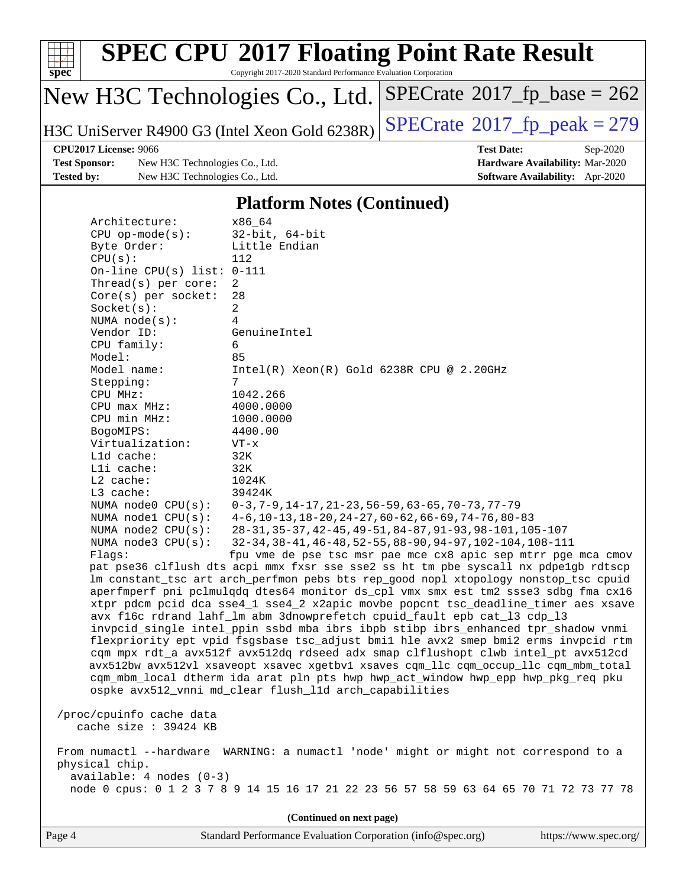# SPEC CPU 2017 Floating Point Rate Result

Copyright 2017-2020 Standard Performance Evaluation Corporation

**New H3C Technologies Co., Ltd.**

**H3C UniServer R4900 G3 (Intel Xeon Gold 6238R)**

**SPECrate 2017_fp_base = 262**

**SPECrate 2017_fp_peak = 279**

| | | | |
|---|---|---|---|
| **CPU2017 License:** 9066 | | **Test Date:** | Sep-2020 |
| **Test Sponsor:** | New H3C Technologies Co., Ltd. | **Hardware Availability:** | Mar-2020 |
| **Tested by:** | New H3C Technologies Co., Ltd. | **Software Availability:** | Apr-2020 |

## Platform Notes (Continued)

```
     Architecture:        x86_64
     CPU op-mode(s):      32-bit, 64-bit
     Byte Order:          Little Endian
     CPU(s):              112
     On-line CPU(s) list: 0-111
     Thread(s) per core:  2
     Core(s) per socket:  28
     Socket(s):           2
     NUMA node(s):        4
     Vendor ID:           GenuineIntel
     CPU family:          6
     Model:               85
     Model name:          Intel(R) Xeon(R) Gold 6238R CPU @ 2.20GHz
     Stepping:            7
     CPU MHz:             1042.266
     CPU max MHz:         4000.0000
     CPU min MHz:         1000.0000
     BogoMIPS:            4400.00
     Virtualization:      VT-x
     L1d cache:           32K
     L1i cache:           32K
     L2 cache:            1024K
     L3 cache:            39424K
     NUMA node0 CPU(s):   0-3,7-9,14-17,21-23,56-59,63-65,70-73,77-79
     NUMA node1 CPU(s):   4-6,10-13,18-20,24-27,60-62,66-69,74-76,80-83
     NUMA node2 CPU(s):   28-31,35-37,42-45,49-51,84-87,91-93,98-101,105-107
     NUMA node3 CPU(s):   32-34,38-41,46-48,52-55,88-90,94-97,102-104,108-111
     Flags:               fpu vme de pse tsc msr pae mce cx8 apic sep mtrr pge mca cmov
     pat pse36 clflush dts acpi mmx fxsr sse sse2 ss ht tm pbe syscall nx pdpe1gb rdtscp
     lm constant_tsc art arch_perfmon pebs bts rep_good nopl xtopology nonstop_tsc cpuid
     aperfmperf pni pclmulqdq dtes64 monitor ds_cpl vmx smx est tm2 ssse3 sdbg fma cx16
     xtpr pdcm pcid dca sse4_1 sse4_2 x2apic movbe popcnt tsc_deadline_timer aes xsave
     avx f16c rdrand lahf_lm abm 3dnowprefetch cpuid_fault epb cat_l3 cdp_l3
     invpcid_single intel_ppin ssbd mba ibrs ibpb stibp ibrs_enhanced tpr_shadow vnmi
     flexpriority ept vpid fsgsbase tsc_adjust bmi1 hle avx2 smep bmi2 erms invpcid rtm
     cqm mpx rdt_a avx512f avx512dq rdseed adx smap clflushopt clwb intel_pt avx512cd
     avx512bw avx512vl xsaveopt xsavec xgetbv1 xsaves cqm_llc cqm_occup_llc cqm_mbm_total
     cqm_mbm_local dtherm ida arat pln pts hwp hwp_act_window hwp_epp hwp_pkg_req pku
     ospke avx512_vnni md_clear flush_l1d arch_capabilities

 /proc/cpuinfo cache data
    cache size : 39424 KB

 From numactl --hardware  WARNING: a numactl 'node' might or might not correspond to a
 physical chip.
   available: 4 nodes (0-3)
   node 0 cpus: 0 1 2 3 7 8 9 14 15 16 17 21 22 23 56 57 58 59 63 64 65 70 71 72 73 77 78
```

(Continued on next page)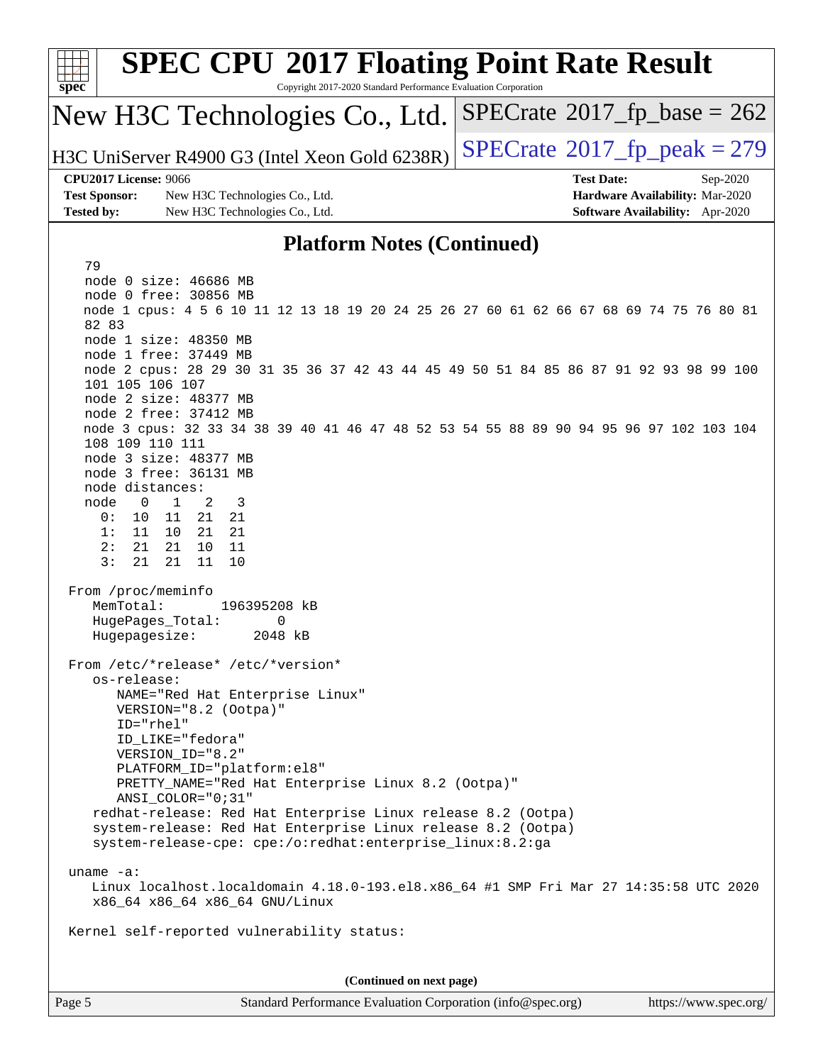## Platform Notes (Continued)

```
  79
  node 0 size: 46686 MB
  node 0 free: 30856 MB
  node 1 cpus: 4 5 6 10 11 12 13 18 19 20 24 25 26 27 60 61 62 66 67 68 69 74 75 76 80 81
  82 83
  node 1 size: 48350 MB
  node 1 free: 37449 MB
  node 2 cpus: 28 29 30 31 35 36 37 42 43 44 45 49 50 51 84 85 86 87 91 92 93 98 99 100
  101 105 106 107
  node 2 size: 48377 MB
  node 2 free: 37412 MB
  node 3 cpus: 32 33 34 38 39 40 41 46 47 48 52 53 54 55 88 89 90 94 95 96 97 102 103 104
  108 109 110 111
  node 3 size: 48377 MB
  node 3 free: 36131 MB
  node distances:
  node   0   1   2   3
    0:  10  11  21  21
    1:  11  10  21  21
    2:  21  21  10  11
    3:  21  21  11  10

From /proc/meminfo
   MemTotal:       196395208 kB
   HugePages_Total:       0
   Hugepagesize:       2048 kB

From /etc/*release* /etc/*version*
   os-release:
      NAME="Red Hat Enterprise Linux"
      VERSION="8.2 (Ootpa)"
      ID="rhel"
      ID_LIKE="fedora"
      VERSION_ID="8.2"
      PLATFORM_ID="platform:el8"
      PRETTY_NAME="Red Hat Enterprise Linux 8.2 (Ootpa)"
      ANSI_COLOR="0;31"
   redhat-release: Red Hat Enterprise Linux release 8.2 (Ootpa)
   system-release: Red Hat Enterprise Linux release 8.2 (Ootpa)
   system-release-cpe: cpe:/o:redhat:enterprise_linux:8.2:ga

uname -a:
   Linux localhost.localdomain 4.18.0-193.el8.x86_64 #1 SMP Fri Mar 27 14:35:58 UTC 2020
   x86_64 x86_64 x86_64 GNU/Linux

Kernel self-reported vulnerability status:
```

**(Continued on next page)**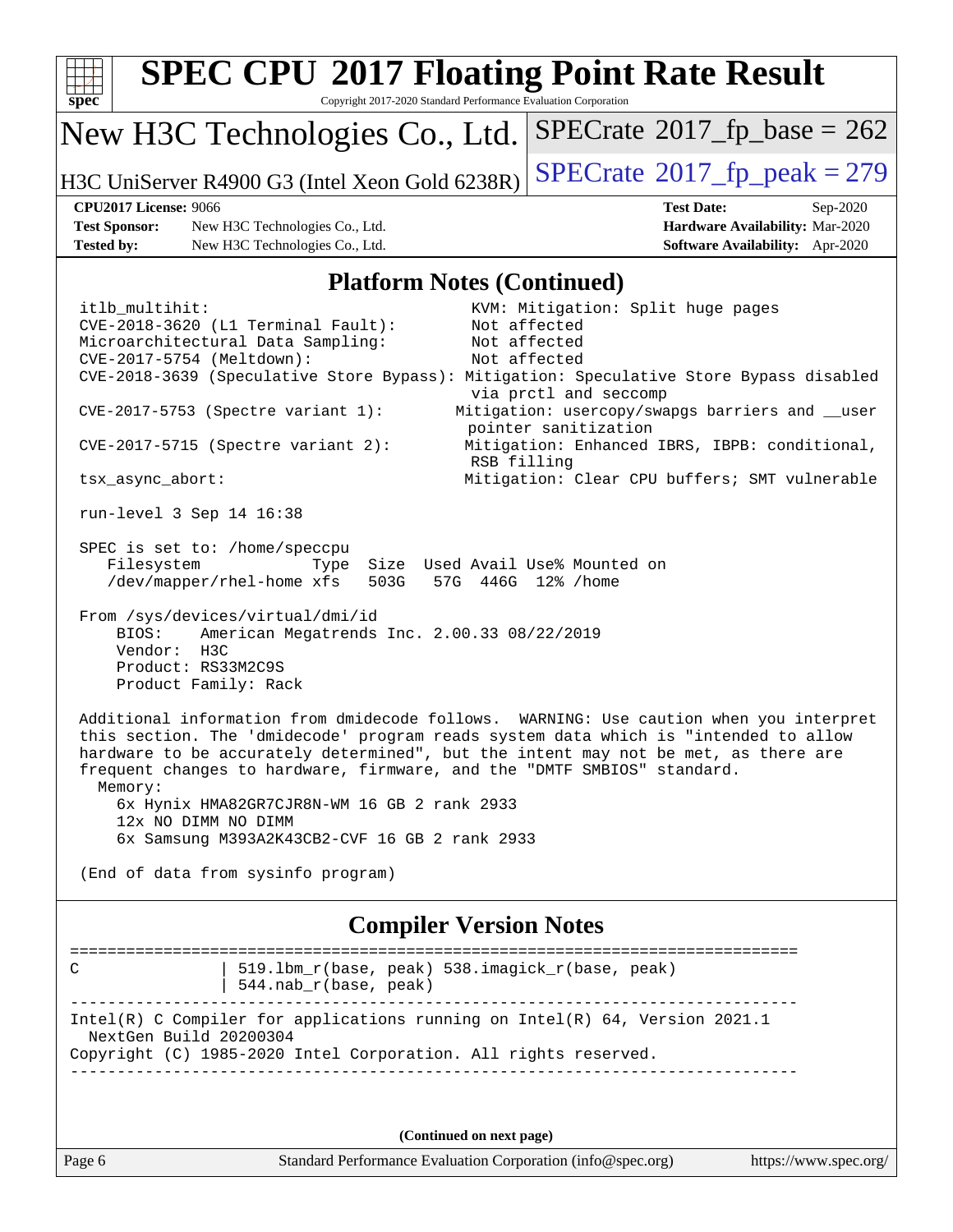# SPEC CPU 2017 Floating Point Rate Result

Copyright 2017-2020 Standard Performance Evaluation Corporation

## New H3C Technologies Co., Ltd.

**H3C UniServer R4900 G3 (Intel Xeon Gold 6238R)**

**SPECrate 2017_fp_base = 262**

**SPECrate 2017_fp_peak = 279**

| | | | |
|---|---|---|---|
| **CPU2017 License:** | 9066 | **Test Date:** | Sep-2020 |
| **Test Sponsor:** | New H3C Technologies Co., Ltd. | **Hardware Availability:** | Mar-2020 |
| **Tested by:** | New H3C Technologies Co., Ltd. | **Software Availability:** | Apr-2020 |

## Platform Notes (Continued)

```
itlb_multihit:                            KVM: Mitigation: Split huge pages
CVE-2018-3620 (L1 Terminal Fault):        Not affected
Microarchitectural Data Sampling:         Not affected
CVE-2017-5754 (Meltdown):                 Not affected
CVE-2018-3639 (Speculative Store Bypass): Mitigation: Speculative Store Bypass disabled
                                          via prctl and seccomp
CVE-2017-5753 (Spectre variant 1):       Mitigation: usercopy/swapgs barriers and __user
                                          pointer sanitization
CVE-2017-5715 (Spectre variant 2):        Mitigation: Enhanced IBRS, IBPB: conditional,
                                          RSB filling
tsx_async_abort:                          Mitigation: Clear CPU buffers; SMT vulnerable

run-level 3 Sep 14 16:38

SPEC is set to: /home/speccpu
   Filesystem            Type  Size  Used Avail Use% Mounted on
   /dev/mapper/rhel-home xfs   503G   57G  446G  12% /home

From /sys/devices/virtual/dmi/id
    BIOS:    American Megatrends Inc. 2.00.33 08/22/2019
    Vendor:  H3C
    Product: RS33M2C9S
    Product Family: Rack

Additional information from dmidecode follows.  WARNING: Use caution when you interpret
this section. The 'dmidecode' program reads system data which is "intended to allow
hardware to be accurately determined", but the intent may not be met, as there are
frequent changes to hardware, firmware, and the "DMTF SMBIOS" standard.
  Memory:
    6x Hynix HMA82GR7CJR8N-WM 16 GB 2 rank 2933
    12x NO DIMM NO DIMM
    6x Samsung M393A2K43CB2-CVF 16 GB 2 rank 2933

(End of data from sysinfo program)
```

## Compiler Version Notes

```
==============================================================================
C               | 519.lbm_r(base, peak) 538.imagick_r(base, peak)
                | 544.nab_r(base, peak)
------------------------------------------------------------------------------
Intel(R) C Compiler for applications running on Intel(R) 64, Version 2021.1
  NextGen Build 20200304
Copyright (C) 1985-2020 Intel Corporation. All rights reserved.
------------------------------------------------------------------------------
```

(Continued on next page)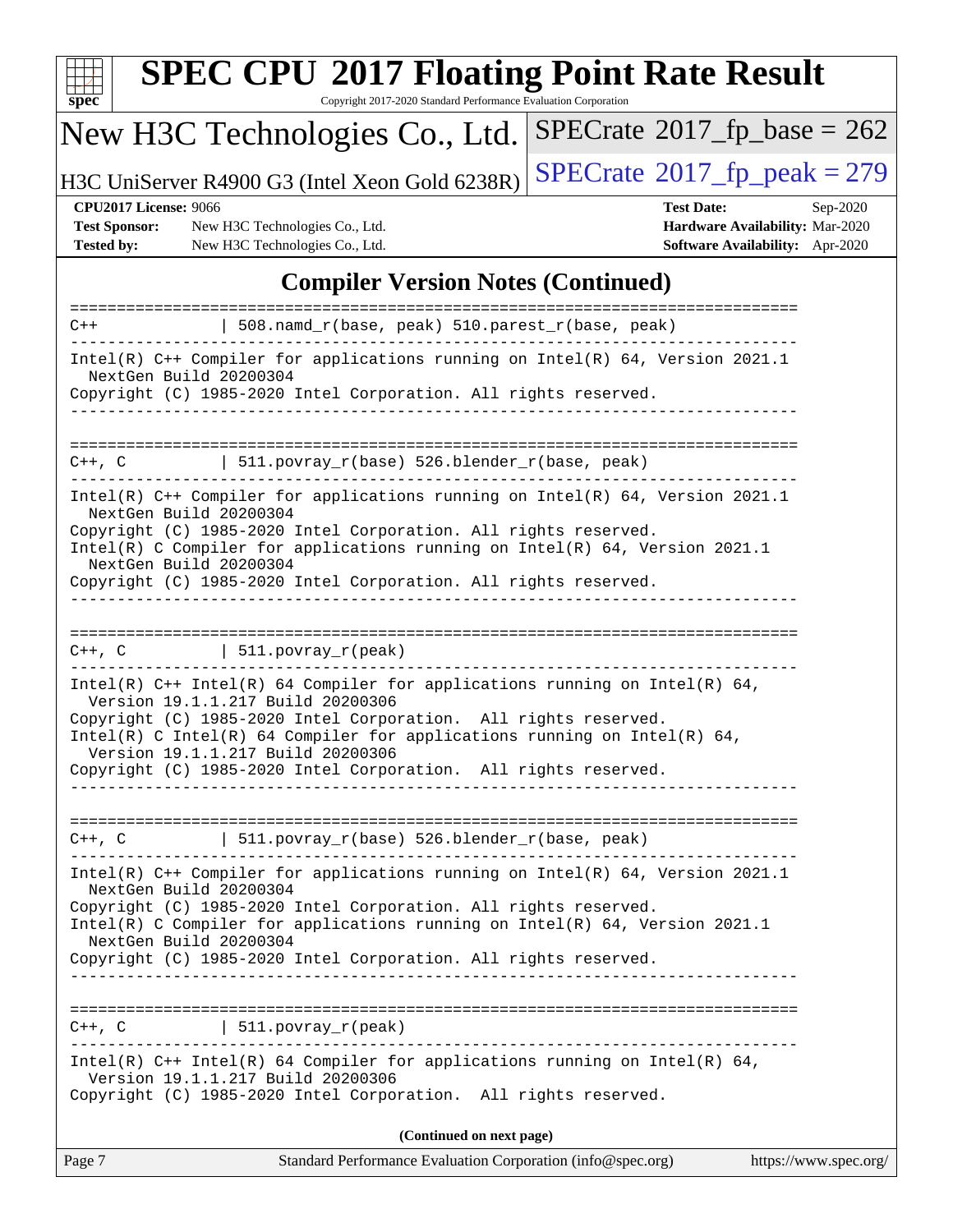# SPEC CPU 2017 Floating Point Rate Result

Copyright 2017-2020 Standard Performance Evaluation Corporation

New H3C Technologies Co., Ltd.

H3C UniServer R4900 G3 (Intel Xeon Gold 6238R)

SPECrate 2017_fp_base = 262

SPECrate 2017_fp_peak = 279

**CPU2017 License:** 9066
**Test Sponsor:** New H3C Technologies Co., Ltd.
**Tested by:** New H3C Technologies Co., Ltd.

**Test Date:** Sep-2020
**Hardware Availability:** Mar-2020
**Software Availability:** Apr-2020

## Compiler Version Notes (Continued)

```
==============================================================================
C++             | 508.namd_r(base, peak) 510.parest_r(base, peak)
------------------------------------------------------------------------------
Intel(R) C++ Compiler for applications running on Intel(R) 64, Version 2021.1
  NextGen Build 20200304
Copyright (C) 1985-2020 Intel Corporation. All rights reserved.
------------------------------------------------------------------------------

==============================================================================
C++, C          | 511.povray_r(base) 526.blender_r(base, peak)
------------------------------------------------------------------------------
Intel(R) C++ Compiler for applications running on Intel(R) 64, Version 2021.1
  NextGen Build 20200304
Copyright (C) 1985-2020 Intel Corporation. All rights reserved.
Intel(R) C Compiler for applications running on Intel(R) 64, Version 2021.1
  NextGen Build 20200304
Copyright (C) 1985-2020 Intel Corporation. All rights reserved.
------------------------------------------------------------------------------

==============================================================================
C++, C          | 511.povray_r(peak)
------------------------------------------------------------------------------
Intel(R) C++ Intel(R) 64 Compiler for applications running on Intel(R) 64,
  Version 19.1.1.217 Build 20200306
Copyright (C) 1985-2020 Intel Corporation.  All rights reserved.
Intel(R) C Intel(R) 64 Compiler for applications running on Intel(R) 64,
  Version 19.1.1.217 Build 20200306
Copyright (C) 1985-2020 Intel Corporation.  All rights reserved.
------------------------------------------------------------------------------

==============================================================================
C++, C          | 511.povray_r(base) 526.blender_r(base, peak)
------------------------------------------------------------------------------
Intel(R) C++ Compiler for applications running on Intel(R) 64, Version 2021.1
  NextGen Build 20200304
Copyright (C) 1985-2020 Intel Corporation. All rights reserved.
Intel(R) C Compiler for applications running on Intel(R) 64, Version 2021.1
  NextGen Build 20200304
Copyright (C) 1985-2020 Intel Corporation. All rights reserved.
------------------------------------------------------------------------------

==============================================================================
C++, C          | 511.povray_r(peak)
------------------------------------------------------------------------------
Intel(R) C++ Intel(R) 64 Compiler for applications running on Intel(R) 64,
  Version 19.1.1.217 Build 20200306
Copyright (C) 1985-2020 Intel Corporation.  All rights reserved.
```

(Continued on next page)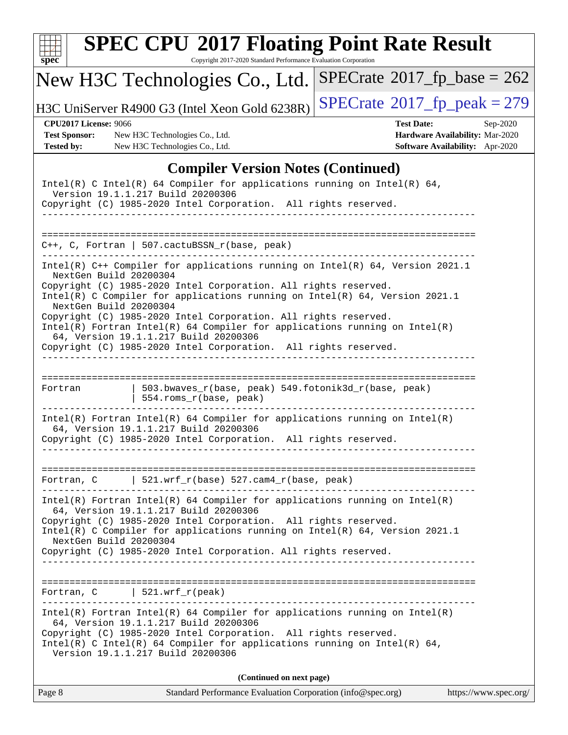## Compiler Version Notes (Continued)

```
Intel(R) C Intel(R) 64 Compiler for applications running on Intel(R) 64,
  Version 19.1.1.217 Build 20200306
Copyright (C) 1985-2020 Intel Corporation.  All rights reserved.
------------------------------------------------------------------------------

==============================================================================
C++, C, Fortran | 507.cactuBSSN_r(base, peak)
------------------------------------------------------------------------------
Intel(R) C++ Compiler for applications running on Intel(R) 64, Version 2021.1
  NextGen Build 20200304
Copyright (C) 1985-2020 Intel Corporation. All rights reserved.
Intel(R) C Compiler for applications running on Intel(R) 64, Version 2021.1
  NextGen Build 20200304
Copyright (C) 1985-2020 Intel Corporation. All rights reserved.
Intel(R) Fortran Intel(R) 64 Compiler for applications running on Intel(R)
  64, Version 19.1.1.217 Build 20200306
Copyright (C) 1985-2020 Intel Corporation.  All rights reserved.
------------------------------------------------------------------------------

==============================================================================
Fortran         | 503.bwaves_r(base, peak) 549.fotonik3d_r(base, peak)
                | 554.roms_r(base, peak)
------------------------------------------------------------------------------
Intel(R) Fortran Intel(R) 64 Compiler for applications running on Intel(R)
  64, Version 19.1.1.217 Build 20200306
Copyright (C) 1985-2020 Intel Corporation.  All rights reserved.
------------------------------------------------------------------------------

==============================================================================
Fortran, C      | 521.wrf_r(base) 527.cam4_r(base, peak)
------------------------------------------------------------------------------
Intel(R) Fortran Intel(R) 64 Compiler for applications running on Intel(R)
  64, Version 19.1.1.217 Build 20200306
Copyright (C) 1985-2020 Intel Corporation.  All rights reserved.
Intel(R) C Compiler for applications running on Intel(R) 64, Version 2021.1
  NextGen Build 20200304
Copyright (C) 1985-2020 Intel Corporation. All rights reserved.
------------------------------------------------------------------------------

==============================================================================
Fortran, C      | 521.wrf_r(peak)
------------------------------------------------------------------------------
Intel(R) Fortran Intel(R) 64 Compiler for applications running on Intel(R)
  64, Version 19.1.1.217 Build 20200306
Copyright (C) 1985-2020 Intel Corporation.  All rights reserved.
Intel(R) C Intel(R) 64 Compiler for applications running on Intel(R) 64,
  Version 19.1.1.217 Build 20200306
```

(Continued on next page)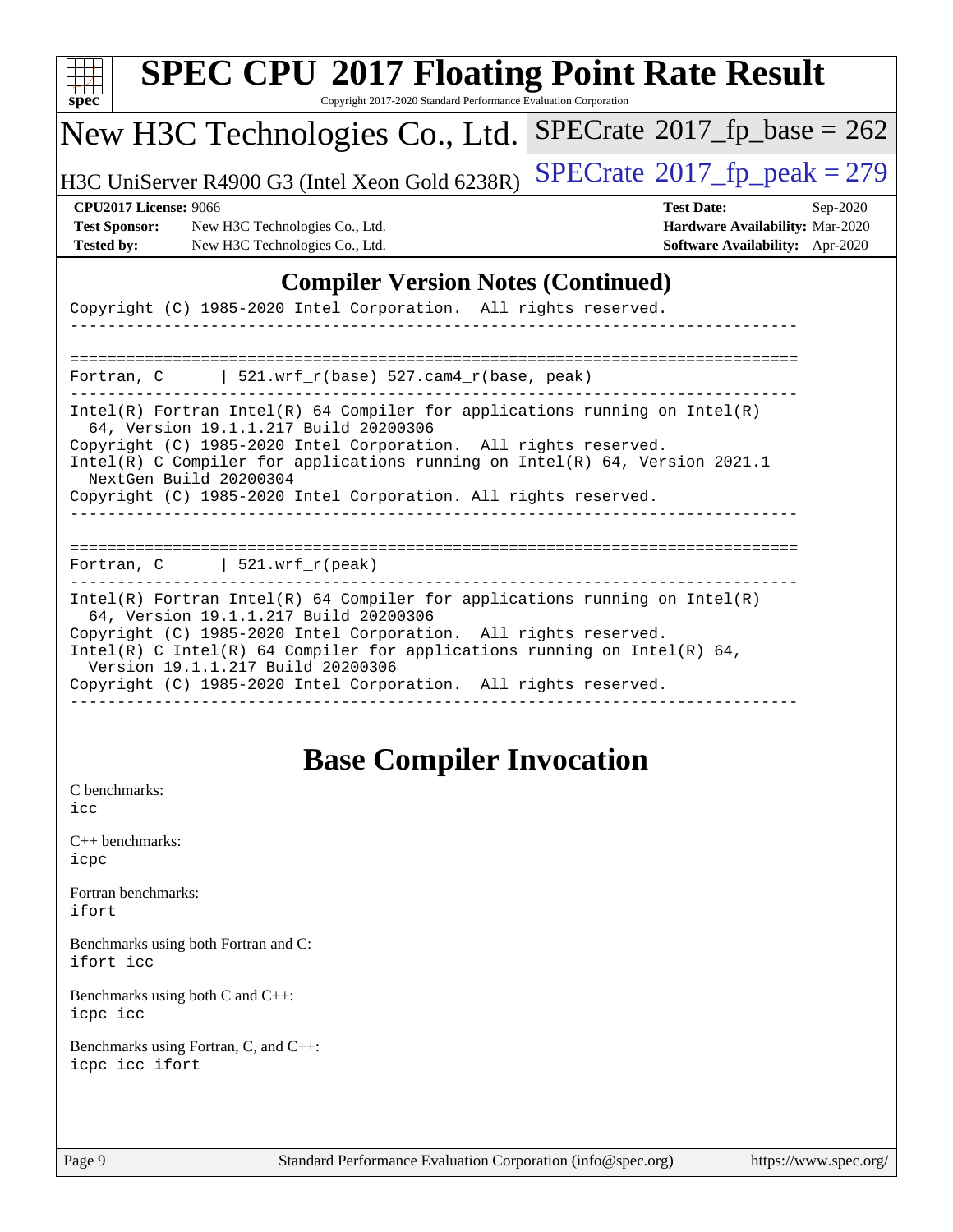# SPEC CPU 2017 Floating Point Rate Result

Copyright 2017-2020 Standard Performance Evaluation Corporation

New H3C Technologies Co., Ltd.

H3C UniServer R4900 G3 (Intel Xeon Gold 6238R)

SPECrate 2017_fp_base = 262

SPECrate 2017_fp_peak = 279

**CPU2017 License:** 9066
**Test Sponsor:** New H3C Technologies Co., Ltd.
**Tested by:** New H3C Technologies Co., Ltd.

**Test Date:** Sep-2020
**Hardware Availability:** Mar-2020
**Software Availability:** Apr-2020

## Compiler Version Notes (Continued)

```
Copyright (C) 1985-2020 Intel Corporation.  All rights reserved.
------------------------------------------------------------------------------


==============================================================================
Fortran, C      | 521.wrf_r(base) 527.cam4_r(base, peak)
------------------------------------------------------------------------------
Intel(R) Fortran Intel(R) 64 Compiler for applications running on Intel(R)
  64, Version 19.1.1.217 Build 20200306
Copyright (C) 1985-2020 Intel Corporation.  All rights reserved.
Intel(R) C Compiler for applications running on Intel(R) 64, Version 2021.1
  NextGen Build 20200304
Copyright (C) 1985-2020 Intel Corporation. All rights reserved.
------------------------------------------------------------------------------


==============================================================================
Fortran, C      | 521.wrf_r(peak)
------------------------------------------------------------------------------
Intel(R) Fortran Intel(R) 64 Compiler for applications running on Intel(R)
  64, Version 19.1.1.217 Build 20200306
Copyright (C) 1985-2020 Intel Corporation.  All rights reserved.
Intel(R) C Intel(R) 64 Compiler for applications running on Intel(R) 64,
  Version 19.1.1.217 Build 20200306
Copyright (C) 1985-2020 Intel Corporation.  All rights reserved.
------------------------------------------------------------------------------
```

## Base Compiler Invocation

C benchmarks:
icc

C++ benchmarks:
icpc

Fortran benchmarks:
ifort

Benchmarks using both Fortran and C:
ifort icc

Benchmarks using both C and C++:
icpc icc

Benchmarks using Fortran, C, and C++:
icpc icc ifort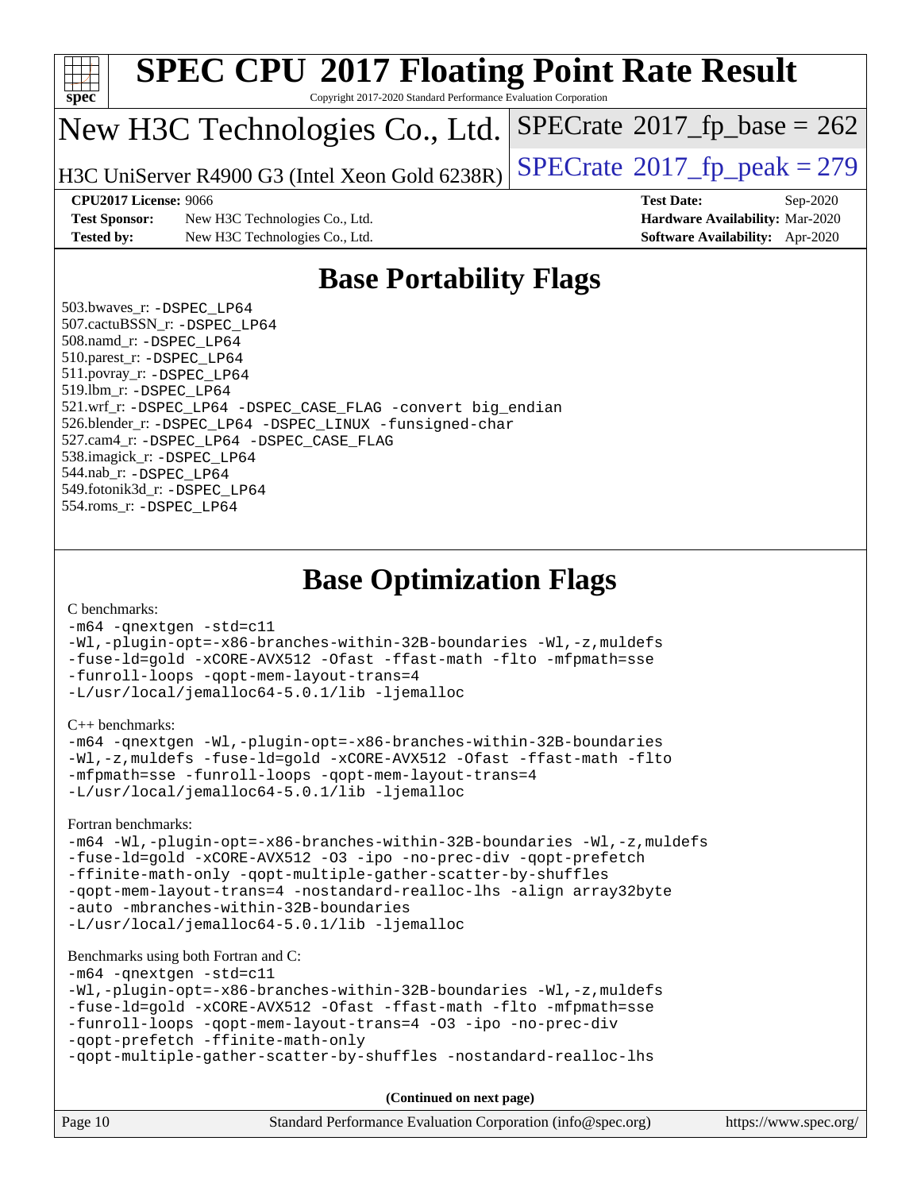# Base Portability Flags

503.bwaves_r: -DSPEC_LP64
507.cactuBSSN_r: -DSPEC_LP64
508.namd_r: -DSPEC_LP64
510.parest_r: -DSPEC_LP64
511.povray_r: -DSPEC_LP64
519.lbm_r: -DSPEC_LP64
521.wrf_r: -DSPEC_LP64 -DSPEC_CASE_FLAG -convert big_endian
526.blender_r: -DSPEC_LP64 -DSPEC_LINUX -funsigned-char
527.cam4_r: -DSPEC_LP64 -DSPEC_CASE_FLAG
538.imagick_r: -DSPEC_LP64
544.nab_r: -DSPEC_LP64
549.fotonik3d_r: -DSPEC_LP64
554.roms_r: -DSPEC_LP64

# Base Optimization Flags

C benchmarks:

```
-m64 -qnextgen -std=c11
-Wl,-plugin-opt=-x86-branches-within-32B-boundaries -Wl,-z,muldefs
-fuse-ld=gold -xCORE-AVX512 -Ofast -ffast-math -flto -mfpmath=sse
-funroll-loops -qopt-mem-layout-trans=4
-L/usr/local/jemalloc64-5.0.1/lib -ljemalloc
```

C++ benchmarks:

```
-m64 -qnextgen -Wl,-plugin-opt=-x86-branches-within-32B-boundaries
-Wl,-z,muldefs -fuse-ld=gold -xCORE-AVX512 -Ofast -ffast-math -flto
-mfpmath=sse -funroll-loops -qopt-mem-layout-trans=4
-L/usr/local/jemalloc64-5.0.1/lib -ljemalloc
```

Fortran benchmarks:

```
-m64 -Wl,-plugin-opt=-x86-branches-within-32B-boundaries -Wl,-z,muldefs
-fuse-ld=gold -xCORE-AVX512 -O3 -ipo -no-prec-div -qopt-prefetch
-ffinite-math-only -qopt-multiple-gather-scatter-by-shuffles
-qopt-mem-layout-trans=4 -nostandard-realloc-lhs -align array32byte
-auto -mbranches-within-32B-boundaries
-L/usr/local/jemalloc64-5.0.1/lib -ljemalloc
```

Benchmarks using both Fortran and C:

```
-m64 -qnextgen -std=c11
-Wl,-plugin-opt=-x86-branches-within-32B-boundaries -Wl,-z,muldefs
-fuse-ld=gold -xCORE-AVX512 -Ofast -ffast-math -flto -mfpmath=sse
-funroll-loops -qopt-mem-layout-trans=4 -O3 -ipo -no-prec-div
-qopt-prefetch -ffinite-math-only
-qopt-multiple-gather-scatter-by-shuffles -nostandard-realloc-lhs
```

**(Continued on next page)**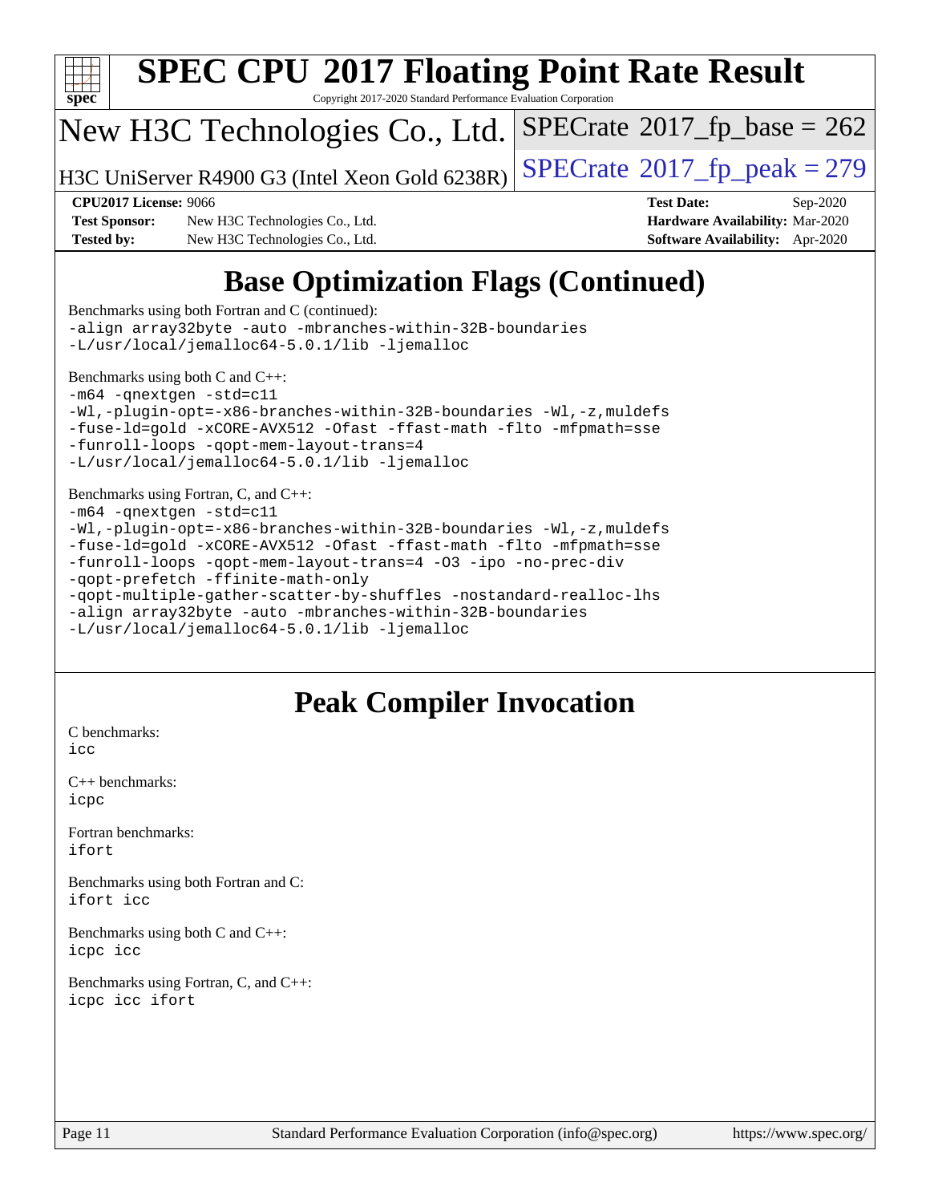# SPEC CPU 2017 Floating Point Rate Result

Copyright 2017-2020 Standard Performance Evaluation Corporation

New H3C Technologies Co., Ltd.

H3C UniServer R4900 G3 (Intel Xeon Gold 6238R)

SPECrate 2017_fp_base = 262

SPECrate 2017_fp_peak = 279

**CPU2017 License:** 9066
**Test Sponsor:** New H3C Technologies Co., Ltd.
**Tested by:** New H3C Technologies Co., Ltd.

**Test Date:** Sep-2020
**Hardware Availability:** Mar-2020
**Software Availability:** Apr-2020

## Base Optimization Flags (Continued)

Benchmarks using both Fortran and C (continued):

```
-align array32byte -auto -mbranches-within-32B-boundaries
-L/usr/local/jemalloc64-5.0.1/lib -ljemalloc
```

Benchmarks using both C and C++:

```
-m64 -qnextgen -std=c11
-Wl,-plugin-opt=-x86-branches-within-32B-boundaries -Wl,-z,muldefs
-fuse-ld=gold -xCORE-AVX512 -Ofast -ffast-math -flto -mfpmath=sse
-funroll-loops -qopt-mem-layout-trans=4
-L/usr/local/jemalloc64-5.0.1/lib -ljemalloc
```

Benchmarks using Fortran, C, and C++:

```
-m64 -qnextgen -std=c11
-Wl,-plugin-opt=-x86-branches-within-32B-boundaries -Wl,-z,muldefs
-fuse-ld=gold -xCORE-AVX512 -Ofast -ffast-math -flto -mfpmath=sse
-funroll-loops -qopt-mem-layout-trans=4 -O3 -ipo -no-prec-div
-qopt-prefetch -ffinite-math-only
-qopt-multiple-gather-scatter-by-shuffles -nostandard-realloc-lhs
-align array32byte -auto -mbranches-within-32B-boundaries
-L/usr/local/jemalloc64-5.0.1/lib -ljemalloc
```

## Peak Compiler Invocation

C benchmarks:
`icc`

C++ benchmarks:
`icpc`

Fortran benchmarks:
`ifort`

Benchmarks using both Fortran and C:
`ifort icc`

Benchmarks using both C and C++:
`icpc icc`

Benchmarks using Fortran, C, and C++:
`icpc icc ifort`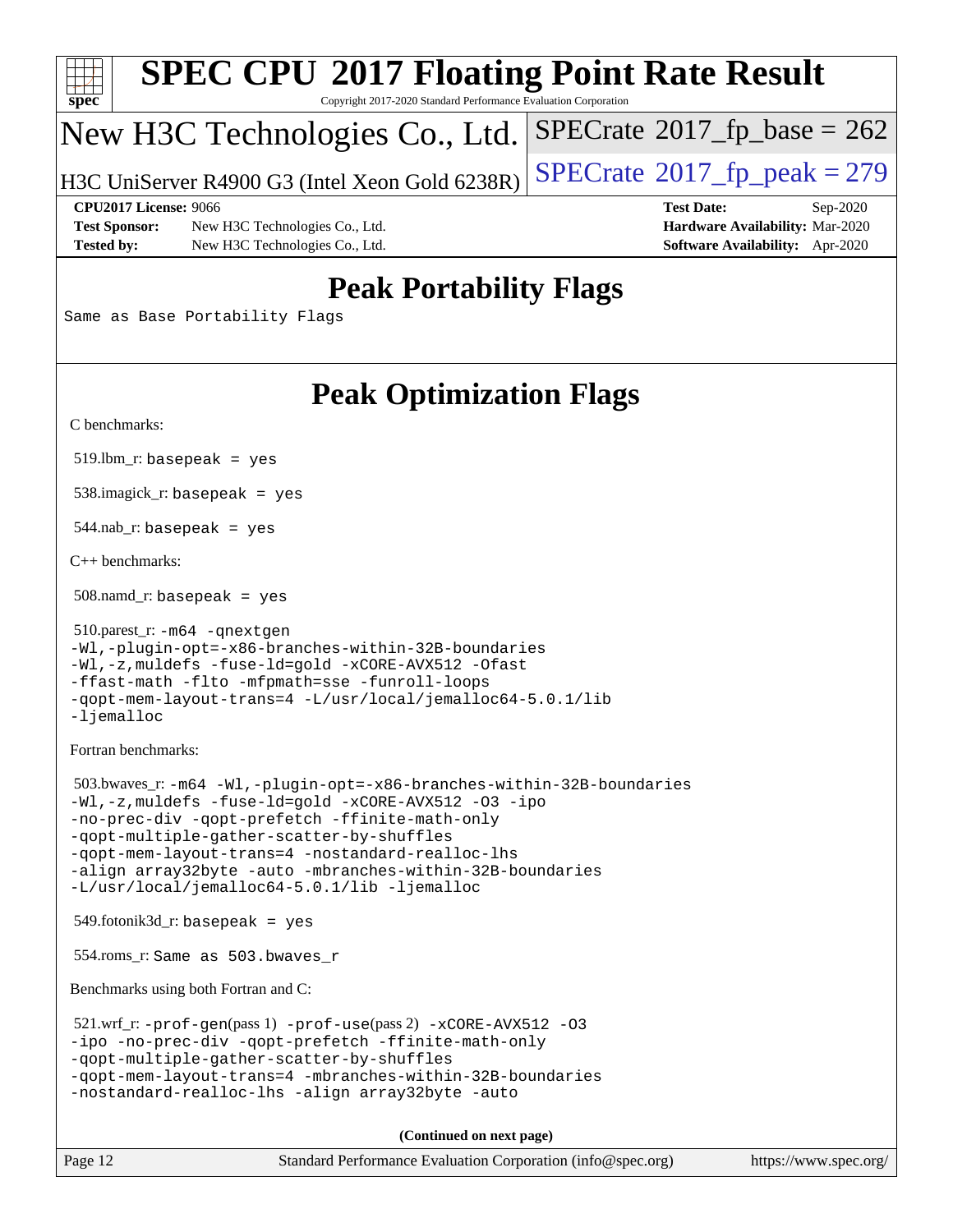# SPEC CPU 2017 Floating Point Rate Result

Copyright 2017-2020 Standard Performance Evaluation Corporation

New H3C Technologies Co., Ltd. | SPECrate 2017_fp_base = 262

H3C UniServer R4900 G3 (Intel Xeon Gold 6238R) | SPECrate 2017_fp_peak = 279

**CPU2017 License:** 9066 | **Test Date:** Sep-2020
**Test Sponsor:** New H3C Technologies Co., Ltd. | **Hardware Availability:** Mar-2020
**Tested by:** New H3C Technologies Co., Ltd. | **Software Availability:** Apr-2020

## Peak Portability Flags

Same as Base Portability Flags

## Peak Optimization Flags

C benchmarks:

519.lbm_r: basepeak = yes

538.imagick_r: basepeak = yes

544.nab_r: basepeak = yes

C++ benchmarks:

508.namd_r: basepeak = yes

510.parest_r: -m64 -qnextgen
-Wl,-plugin-opt=-x86-branches-within-32B-boundaries
-Wl,-z,muldefs -fuse-ld=gold -xCORE-AVX512 -Ofast
-ffast-math -flto -mfpmath=sse -funroll-loops
-qopt-mem-layout-trans=4 -L/usr/local/jemalloc64-5.0.1/lib
-ljemalloc

Fortran benchmarks:

503.bwaves_r: -m64 -Wl,-plugin-opt=-x86-branches-within-32B-boundaries
-Wl,-z,muldefs -fuse-ld=gold -xCORE-AVX512 -O3 -ipo
-no-prec-div -qopt-prefetch -ffinite-math-only
-qopt-multiple-gather-scatter-by-shuffles
-qopt-mem-layout-trans=4 -nostandard-realloc-lhs
-align array32byte -auto -mbranches-within-32B-boundaries
-L/usr/local/jemalloc64-5.0.1/lib -ljemalloc

549.fotonik3d_r: basepeak = yes

554.roms_r: Same as 503.bwaves_r

Benchmarks using both Fortran and C:

521.wrf_r: -prof-gen(pass 1) -prof-use(pass 2) -xCORE-AVX512 -O3
-ipo -no-prec-div -qopt-prefetch -ffinite-math-only
-qopt-multiple-gather-scatter-by-shuffles
-qopt-mem-layout-trans=4 -mbranches-within-32B-boundaries
-nostandard-realloc-lhs -align array32byte -auto

**(Continued on next page)**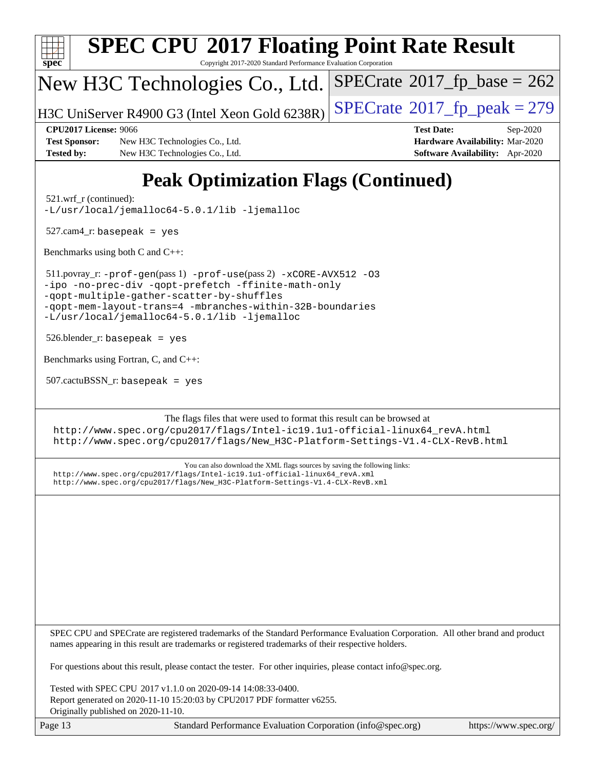# SPEC CPU 2017 Floating Point Rate Result

Copyright 2017-2020 Standard Performance Evaluation Corporation

New H3C Technologies Co., Ltd. | SPECrate 2017_fp_base = 262

H3C UniServer R4900 G3 (Intel Xeon Gold 6238R) | SPECrate 2017_fp_peak = 279

**CPU2017 License:** 9066
**Test Sponsor:** New H3C Technologies Co., Ltd.
**Tested by:** New H3C Technologies Co., Ltd.

**Test Date:** Sep-2020
**Hardware Availability:** Mar-2020
**Software Availability:** Apr-2020

## Peak Optimization Flags (Continued)

521.wrf_r (continued):
```
-L/usr/local/jemalloc64-5.0.1/lib -ljemalloc
```

527.cam4_r: `basepeak = yes`

Benchmarks using both C and C++:

511.povray_r: `-prof-gen`(pass 1) `-prof-use`(pass 2) `-xCORE-AVX512 -O3 -ipo -no-prec-div -qopt-prefetch -ffinite-math-only -qopt-multiple-gather-scatter-by-shuffles -qopt-mem-layout-trans=4 -mbranches-within-32B-boundaries -L/usr/local/jemalloc64-5.0.1/lib -ljemalloc`

526.blender_r: `basepeak = yes`

Benchmarks using Fortran, C, and C++:

507.cactuBSSN_r: `basepeak = yes`

The flags files that were used to format this result can be browsed at
http://www.spec.org/cpu2017/flags/Intel-ic19.1u1-official-linux64_revA.html
http://www.spec.org/cpu2017/flags/New_H3C-Platform-Settings-V1.4-CLX-RevB.html

You can also download the XML flags sources by saving the following links:
http://www.spec.org/cpu2017/flags/Intel-ic19.1u1-official-linux64_revA.xml
http://www.spec.org/cpu2017/flags/New_H3C-Platform-Settings-V1.4-CLX-RevB.xml

SPEC CPU and SPECrate are registered trademarks of the Standard Performance Evaluation Corporation. All other brand and product names appearing in this result are trademarks or registered trademarks of their respective holders.

For questions about this result, please contact the tester. For other inquiries, please contact info@spec.org.

Tested with SPEC CPU 2017 v1.1.0 on 2020-09-14 14:08:33-0400.
Report generated on 2020-11-10 15:20:03 by CPU2017 PDF formatter v6255.
Originally published on 2020-11-10.